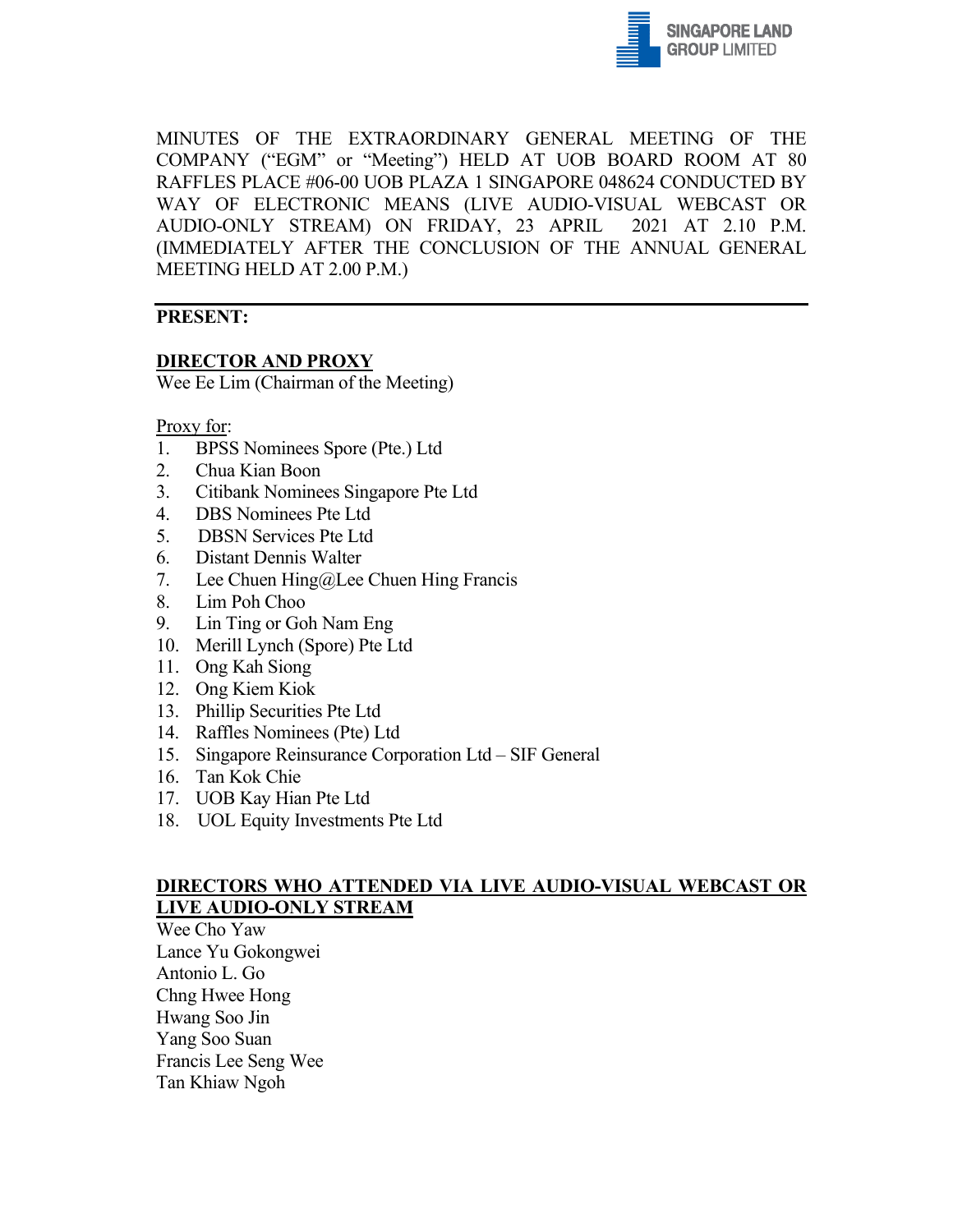MINUTES OF THE EXTRAORDINARY GENERAL MEETING OF THE COMPANY ("EGM" or "Meeting") HELD AT UOB BOARD ROOM AT 80 RAFFLES PLACE #06-00 UOB PLAZA 1 SINGAPORE 048624 CONDUCTED BY WAY OF ELECTRONIC MEANS (LIVE AUDIO-VISUAL WEBCAST OR AUDIO-ONLY STREAM) ON FRIDAY, 23 APRIL 2021 AT 2.10 P.M. (IMMEDIATELY AFTER THE CONCLUSION OF THE ANNUAL GENERAL MEETING HELD AT 2.00 P.M.)

---

**PRESENT:**

**DIRECTOR AND PROXY**

Wee Ee Lim (Chairman of the Meeting)

Proxy for:

1. BPSS Nominees Spore (Pte.) Ltd
2. Chua Kian Boon
3. Citibank Nominees Singapore Pte Ltd
4. DBS Nominees Pte Ltd
5. DBSN Services Pte Ltd
6. Distant Dennis Walter
7. Lee Chuen Hing@Lee Chuen Hing Francis
8. Lim Poh Choo
9. Lin Ting or Goh Nam Eng
10. Merill Lynch (Spore) Pte Ltd
11. Ong Kah Siong
12. Ong Kiem Kiok
13. Phillip Securities Pte Ltd
14. Raffles Nominees (Pte) Ltd
15. Singapore Reinsurance Corporation Ltd – SIF General
16. Tan Kok Chie
17. UOB Kay Hian Pte Ltd
18. UOL Equity Investments Pte Ltd

**DIRECTORS WHO ATTENDED VIA LIVE AUDIO-VISUAL WEBCAST OR LIVE AUDIO-ONLY STREAM**

Wee Cho Yaw
Lance Yu Gokongwei
Antonio L. Go
Chng Hwee Hong
Hwang Soo Jin
Yang Soo Suan
Francis Lee Seng Wee
Tan Khiaw Ngoh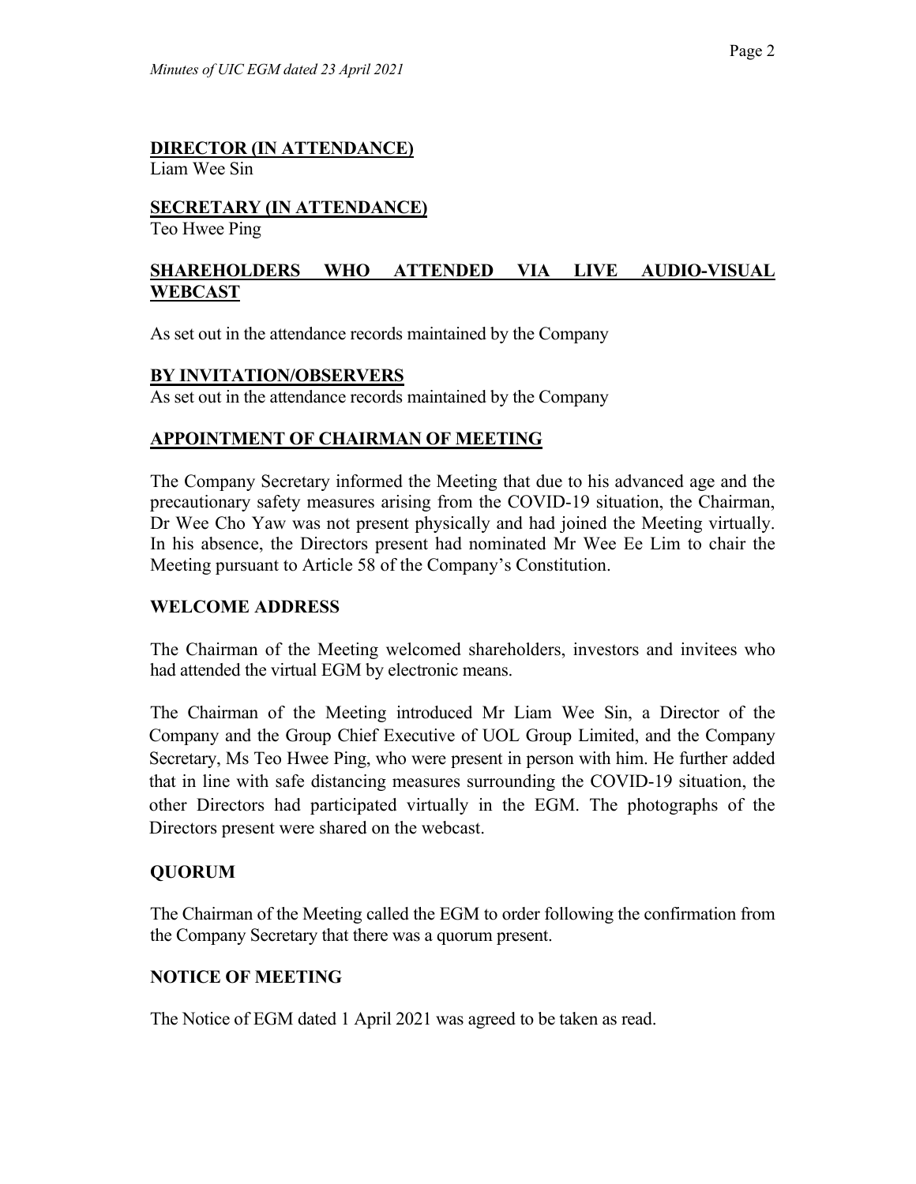**DIRECTOR (IN ATTENDANCE)**
Liam Wee Sin

**SECRETARY (IN ATTENDANCE)**
Teo Hwee Ping

**SHAREHOLDERS WHO ATTENDED VIA LIVE AUDIO-VISUAL WEBCAST**

As set out in the attendance records maintained by the Company

**BY INVITATION/OBSERVERS**
As set out in the attendance records maintained by the Company

**APPOINTMENT OF CHAIRMAN OF MEETING**

The Company Secretary informed the Meeting that due to his advanced age and the precautionary safety measures arising from the COVID-19 situation, the Chairman, Dr Wee Cho Yaw was not present physically and had joined the Meeting virtually. In his absence, the Directors present had nominated Mr Wee Ee Lim to chair the Meeting pursuant to Article 58 of the Company's Constitution.

**WELCOME ADDRESS**

The Chairman of the Meeting welcomed shareholders, investors and invitees who had attended the virtual EGM by electronic means.

The Chairman of the Meeting introduced Mr Liam Wee Sin, a Director of the Company and the Group Chief Executive of UOL Group Limited, and the Company Secretary, Ms Teo Hwee Ping, who were present in person with him. He further added that in line with safe distancing measures surrounding the COVID-19 situation, the other Directors had participated virtually in the EGM. The photographs of the Directors present were shared on the webcast.

**QUORUM**

The Chairman of the Meeting called the EGM to order following the confirmation from the Company Secretary that there was a quorum present.

**NOTICE OF MEETING**

The Notice of EGM dated 1 April 2021 was agreed to be taken as read.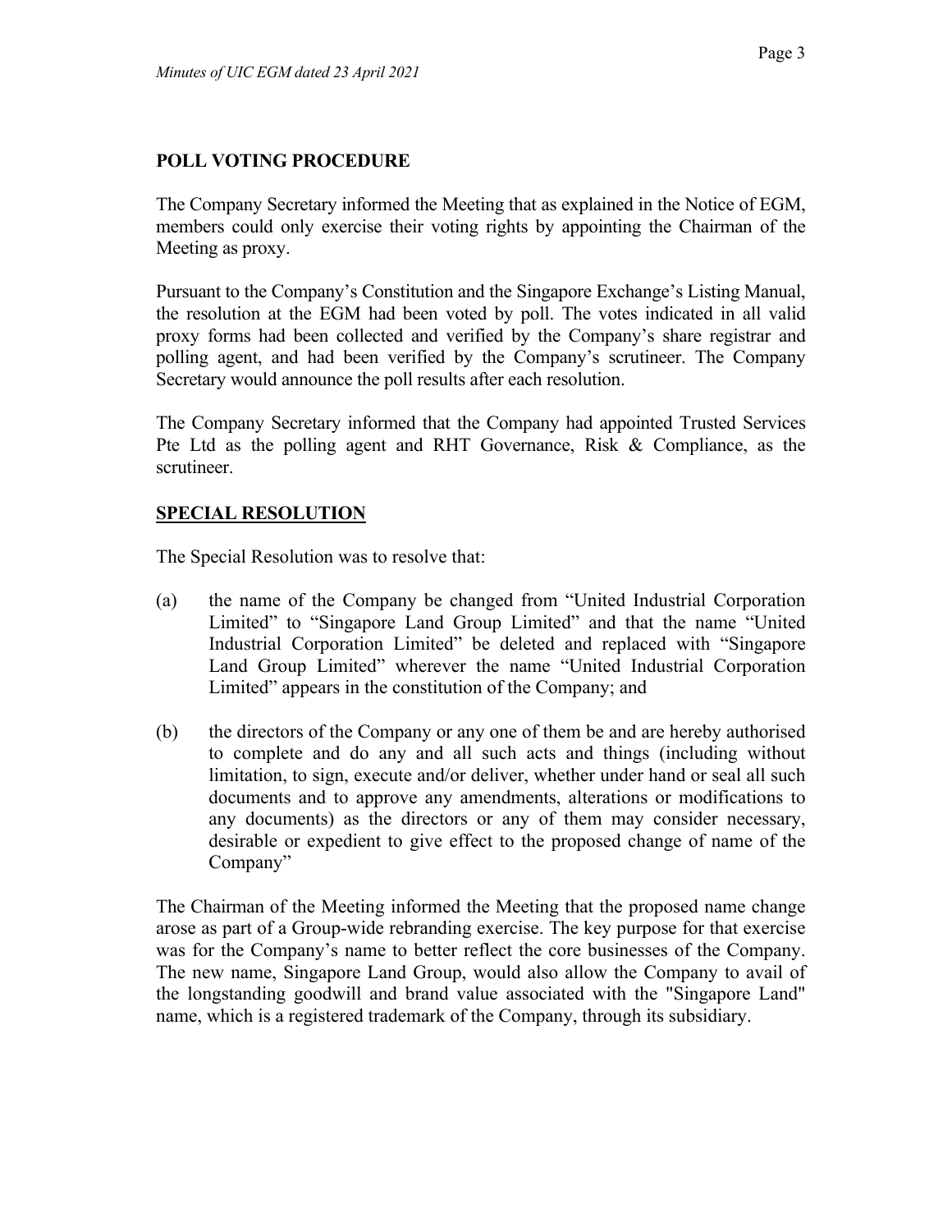## POLL VOTING PROCEDURE

The Company Secretary informed the Meeting that as explained in the Notice of EGM, members could only exercise their voting rights by appointing the Chairman of the Meeting as proxy.

Pursuant to the Company's Constitution and the Singapore Exchange's Listing Manual, the resolution at the EGM had been voted by poll. The votes indicated in all valid proxy forms had been collected and verified by the Company's share registrar and polling agent, and had been verified by the Company's scrutineer. The Company Secretary would announce the poll results after each resolution.

The Company Secretary informed that the Company had appointed Trusted Services Pte Ltd as the polling agent and RHT Governance, Risk & Compliance, as the scrutineer.

## SPECIAL RESOLUTION

The Special Resolution was to resolve that:

(a) the name of the Company be changed from "United Industrial Corporation Limited" to "Singapore Land Group Limited" and that the name "United Industrial Corporation Limited" be deleted and replaced with "Singapore Land Group Limited" wherever the name "United Industrial Corporation Limited" appears in the constitution of the Company; and

(b) the directors of the Company or any one of them be and are hereby authorised to complete and do any and all such acts and things (including without limitation, to sign, execute and/or deliver, whether under hand or seal all such documents and to approve any amendments, alterations or modifications to any documents) as the directors or any of them may consider necessary, desirable or expedient to give effect to the proposed change of name of the Company"

The Chairman of the Meeting informed the Meeting that the proposed name change arose as part of a Group-wide rebranding exercise. The key purpose for that exercise was for the Company's name to better reflect the core businesses of the Company. The new name, Singapore Land Group, would also allow the Company to avail of the longstanding goodwill and brand value associated with the "Singapore Land" name, which is a registered trademark of the Company, through its subsidiary.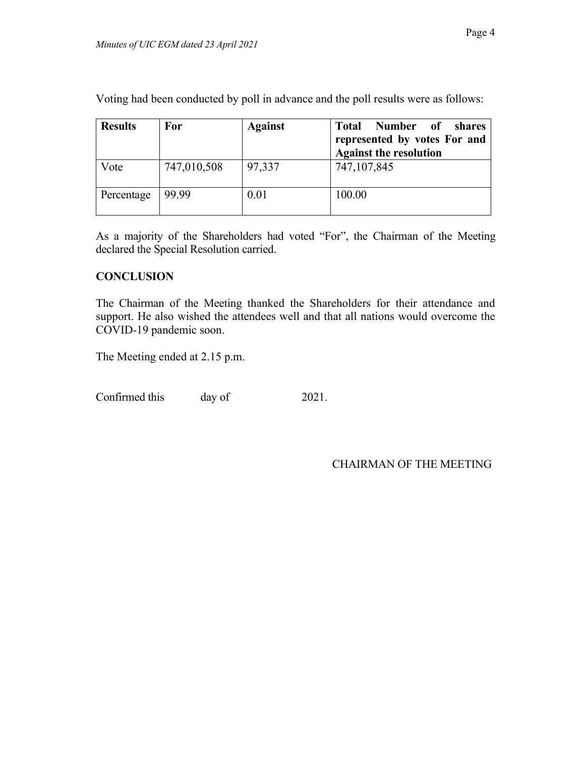Voting had been conducted by poll in advance and the poll results were as follows:

| **Results** | **For** | **Against** | **Total Number of shares represented by votes For and Against the resolution** |
|---|---|---|---|
| Vote | 747,010,508 | 97,337 | 747,107,845 |
| Percentage | 99.99 | 0.01 | 100.00 |

As a majority of the Shareholders had voted "For", the Chairman of the Meeting declared the Special Resolution carried.

**CONCLUSION**

The Chairman of the Meeting thanked the Shareholders for their attendance and support. He also wished the attendees well and that all nations would overcome the COVID-19 pandemic soon.

The Meeting ended at 2.15 p.m.

Confirmed this day of 2021.

CHAIRMAN OF THE MEETING